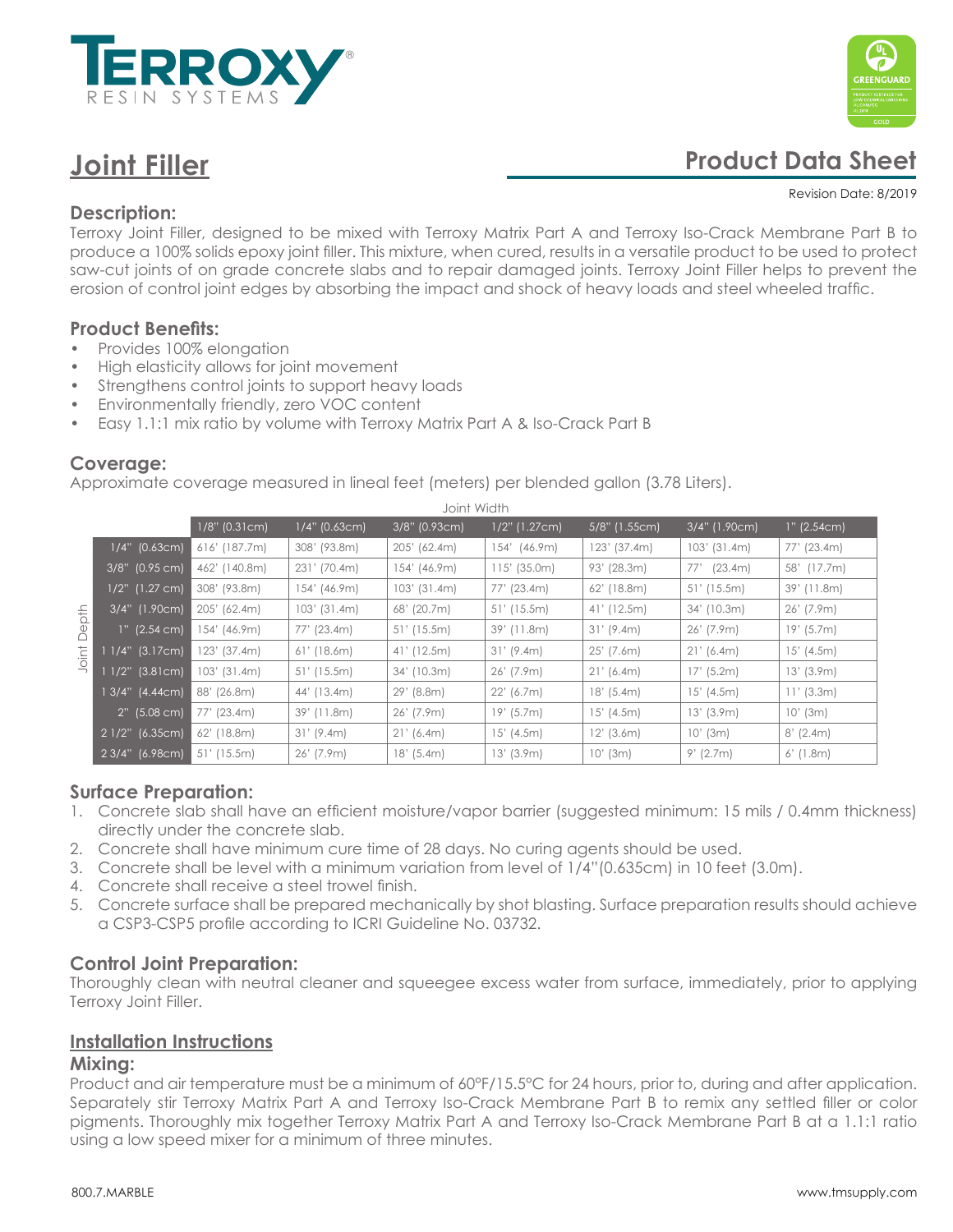# Joint Filler

## Product Data Sheet

Revision Date: 8/2019

### Description:

Terroxy Joint Filler, designed to be mixed with Terroxy Matrix Part A and Terroxy Iso-Crack Membrane Part B to produce a 100% solids epoxy joint filler. This mixture, when cured, results in a versatile product to be used to protect saw-cut joints of on grade concrete slabs and to repair damaged joints. Terroxy Joint Filler helps to prevent the erosion of control joint edges by absorbing the impact and shock of heavy loads and steel wheeled traffic.

### Product Benefits:

- Provides 100% elongation
- High elasticity allows for joint movement
- Strengthens control joints to support heavy loads
- Environmentally friendly, zero VOC content
- Easy 1.1:1 mix ratio by volume with Terroxy Matrix Part A & Iso-Crack Part B

### Coverage:

Approximate coverage measured in lineal feet (meters) per blended gallon (3.78 Liters).

| Joint Depth \ Joint Width | 1/8" (0.31cm) | 1/4" (0.63cm) | 3/8" (0.93cm) | 1/2" (1.27cm) | 5/8" (1.55cm) | 3/4" (1.90cm) | 1" (2.54cm) |
|---|---|---|---|---|---|---|---|
| 1/4" (0.63cm) | 616' (187.7m) | 308' (93.8m) | 205' (62.4m) | 154' (46.9m) | 123' (37.4m) | 103' (31.4m) | 77' (23.4m) |
| 3/8" (0.95 cm) | 462' (140.8m) | 231' (70.4m) | 154' (46.9m) | 115' (35.0m) | 93' (28.3m) | 77' (23.4m) | 58' (17.7m) |
| 1/2" (1.27 cm) | 308' (93.8m) | 154' (46.9m) | 103' (31.4m) | 77' (23.4m) | 62' (18.8m) | 51' (15.5m) | 39' (11.8m) |
| 3/4" (1.90cm) | 205' (62.4m) | 103' (31.4m) | 68' (20.7m) | 51' (15.5m) | 41' (12.5m) | 34' (10.3m) | 26' (7.9m) |
| 1" (2.54 cm) | 154' (46.9m) | 77' (23.4m) | 51' (15.5m) | 39' (11.8m) | 31' (9.4m) | 26' (7.9m) | 19' (5.7m) |
| 1 1/4" (3.17cm) | 123' (37.4m) | 61' (18.6m) | 41' (12.5m) | 31' (9.4m) | 25' (7.6m) | 21' (6.4m) | 15' (4.5m) |
| 1 1/2" (3.81cm) | 103' (31.4m) | 51' (15.5m) | 34' (10.3m) | 26' (7.9m) | 21' (6.4m) | 17' (5.2m) | 13' (3.9m) |
| 1 3/4" (4.44cm) | 88' (26.8m) | 44' (13.4m) | 29' (8.8m) | 22' (6.7m) | 18' (5.4m) | 15' (4.5m) | 11' (3.3m) |
| 2" (5.08 cm) | 77' (23.4m) | 39' (11.8m) | 26' (7.9m) | 19' (5.7m) | 15' (4.5m) | 13' (3.9m) | 10' (3m) |
| 2 1/2" (6.35cm) | 62' (18.8m) | 31' (9.4m) | 21' (6.4m) | 15' (4.5m) | 12' (3.6m) | 10' (3m) | 8' (2.4m) |
| 2 3/4" (6.98cm) | 51' (15.5m) | 26' (7.9m) | 18' (5.4m) | 13' (3.9m) | 10' (3m) | 9' (2.7m) | 6' (1.8m) |

### Surface Preparation:

1. Concrete slab shall have an efficient moisture/vapor barrier (suggested minimum: 15 mils / 0.4mm thickness) directly under the concrete slab.
2. Concrete shall have minimum cure time of 28 days. No curing agents should be used.
3. Concrete shall be level with a minimum variation from level of 1/4"(0.635cm) in 10 feet (3.0m).
4. Concrete shall receive a steel trowel finish.
5. Concrete surface shall be prepared mechanically by shot blasting. Surface preparation results should achieve a CSP3-CSP5 profile according to ICRI Guideline No. 03732.

### Control Joint Preparation:

Thoroughly clean with neutral cleaner and squeegee excess water from surface, immediately, prior to applying Terroxy Joint Filler.

## Installation Instructions

### Mixing:

Product and air temperature must be a minimum of 60°F/15.5°C for 24 hours, prior to, during and after application. Separately stir Terroxy Matrix Part A and Terroxy Iso-Crack Membrane Part B to remix any settled filler or color pigments. Thoroughly mix together Terroxy Matrix Part A and Terroxy Iso-Crack Membrane Part B at a 1.1:1 ratio using a low speed mixer for a minimum of three minutes.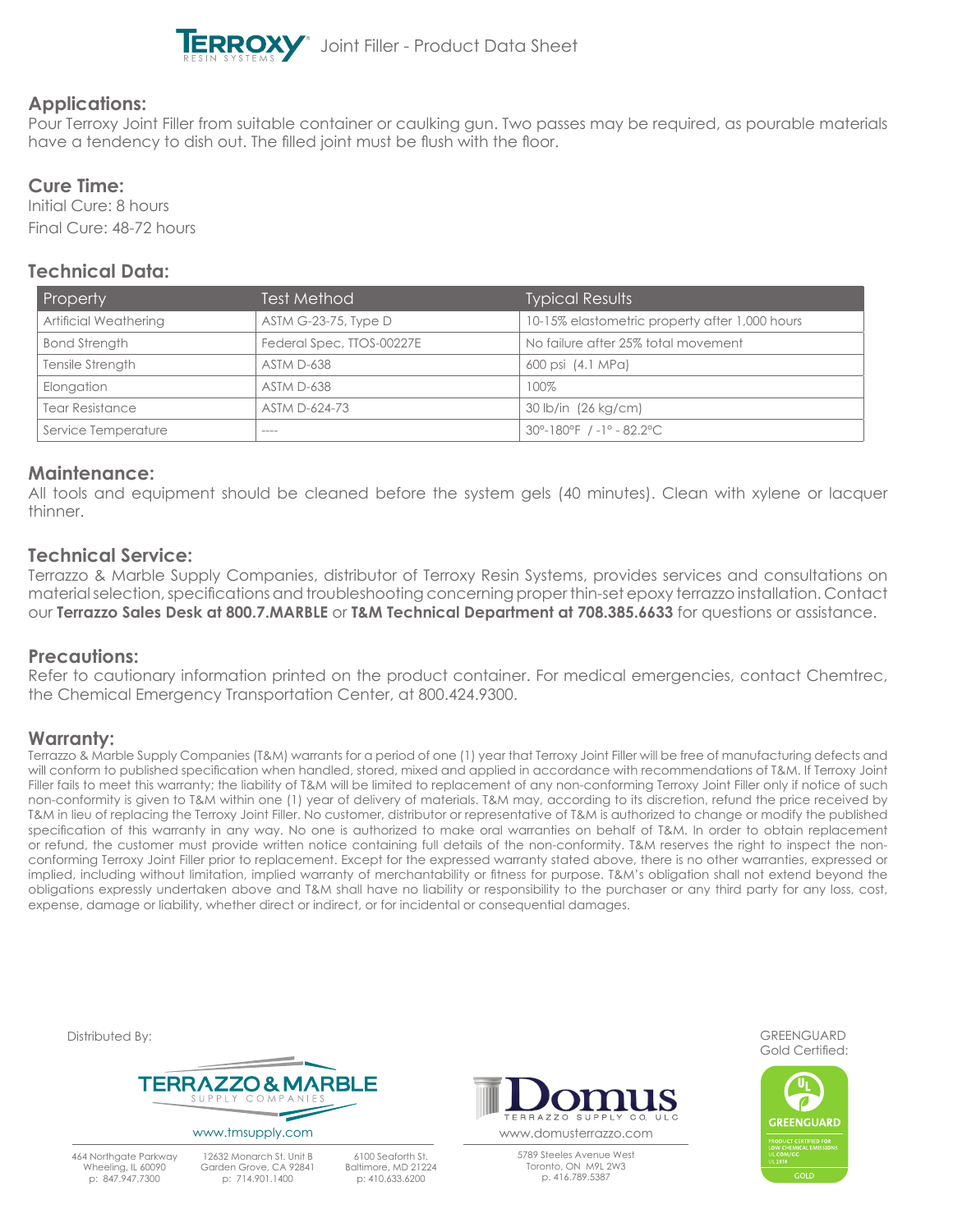## Applications:

Pour Terroxy Joint Filler from suitable container or caulking gun. Two passes may be required, as pourable materials have a tendency to dish out. The filled joint must be flush with the floor.

## Cure Time:

Initial Cure: 8 hours

Final Cure: 48-72 hours

## Technical Data:

| Property | Test Method | Typical Results |
|---|---|---|
| Artificial Weathering | ASTM G-23-75, Type D | 10-15% elastometric property after 1,000 hours |
| Bond Strength | Federal Spec, TTOS-00227E | No failure after 25% total movement |
| Tensile Strength | ASTM D-638 | 600 psi (4.1 MPa) |
| Elongation | ASTM D-638 | 100% |
| Tear Resistance | ASTM D-624-73 | 30 lb/in (26 kg/cm) |
| Service Temperature | ---- | 30°-180°F / -1° - 82.2°C |

## Maintenance:

All tools and equipment should be cleaned before the system gels (40 minutes). Clean with xylene or lacquer thinner.

## Technical Service:

Terrazzo & Marble Supply Companies, distributor of Terroxy Resin Systems, provides services and consultations on material selection, specifications and troubleshooting concerning proper thin-set epoxy terrazzo installation. Contact our **Terrazzo Sales Desk at 800.7.MARBLE** or **T&M Technical Department at 708.385.6633** for questions or assistance.

## Precautions:

Refer to cautionary information printed on the product container. For medical emergencies, contact Chemtrec, the Chemical Emergency Transportation Center, at 800.424.9300.

## Warranty:

Terrazzo & Marble Supply Companies (T&M) warrants for a period of one (1) year that Terroxy Joint Filler will be free of manufacturing defects and will conform to published specification when handled, stored, mixed and applied in accordance with recommendations of T&M. If Terroxy Joint Filler fails to meet this warranty; the liability of T&M will be limited to replacement of any non-conforming Terroxy Joint Filler only if notice of such non-conformity is given to T&M within one (1) year of delivery of materials. T&M may, according to its discretion, refund the price received by T&M in lieu of replacing the Terroxy Joint Filler. No customer, distributor or representative of T&M is authorized to change or modify the published specification of this warranty in any way. No one is authorized to make oral warranties on behalf of T&M. In order to obtain replacement or refund, the customer must provide written notice containing full details of the non-conformity. T&M reserves the right to inspect the non-conforming Terroxy Joint Filler prior to replacement. Except for the expressed warranty stated above, there is no other warranties, expressed or implied, including without limitation, implied warranty of merchantability or fitness for purpose. T&M's obligation shall not extend beyond the obligations expressly undertaken above and T&M shall have no liability or responsibility to the purchaser or any third party for any loss, cost, expense, damage or liability, whether direct or indirect, or for incidental or consequential damages.

Distributed By:

TERRAZZO & MARBLE SUPPLY COMPANIES

www.tmsupply.com

464 Northgate Parkway
Wheeling, IL 60090
p: 847.947.7300

12632 Monarch St. Unit B
Garden Grove, CA 92841
p: 714.901.1400

6100 Seaforth St.
Baltimore, MD 21224
p: 410.633.6200

Domus TERRAZZO SUPPLY CO. ULC

www.domusterrazzo.com

5789 Steeles Avenue West
Toronto, ON M9L 2W3
p. 416.789.5387

GREENGUARD Gold Certified:

GREENGUARD
PRODUCT CERTIFIED FOR LOW CHEMICAL EMISSIONS
UL.COM/GG
UL 2818
GOLD